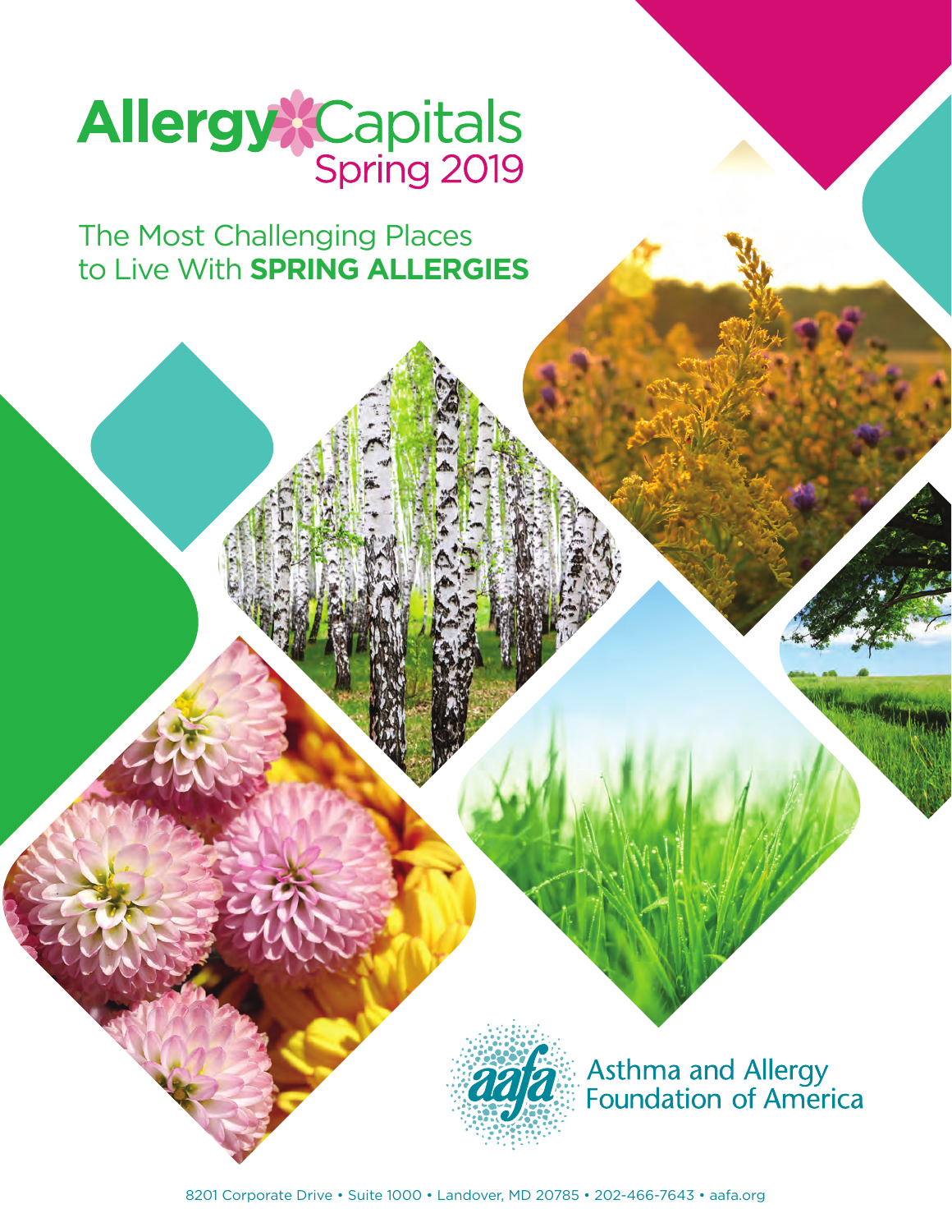# Allergy Capitals

## Spring 2019

The Most Challenging Places to Live With **SPRING ALLERGIES**

Asthma and Allergy Foundation of America

8201 Corporate Drive • Suite 1000 • Landover, MD 20785 • 202-466-7643 • aafa.org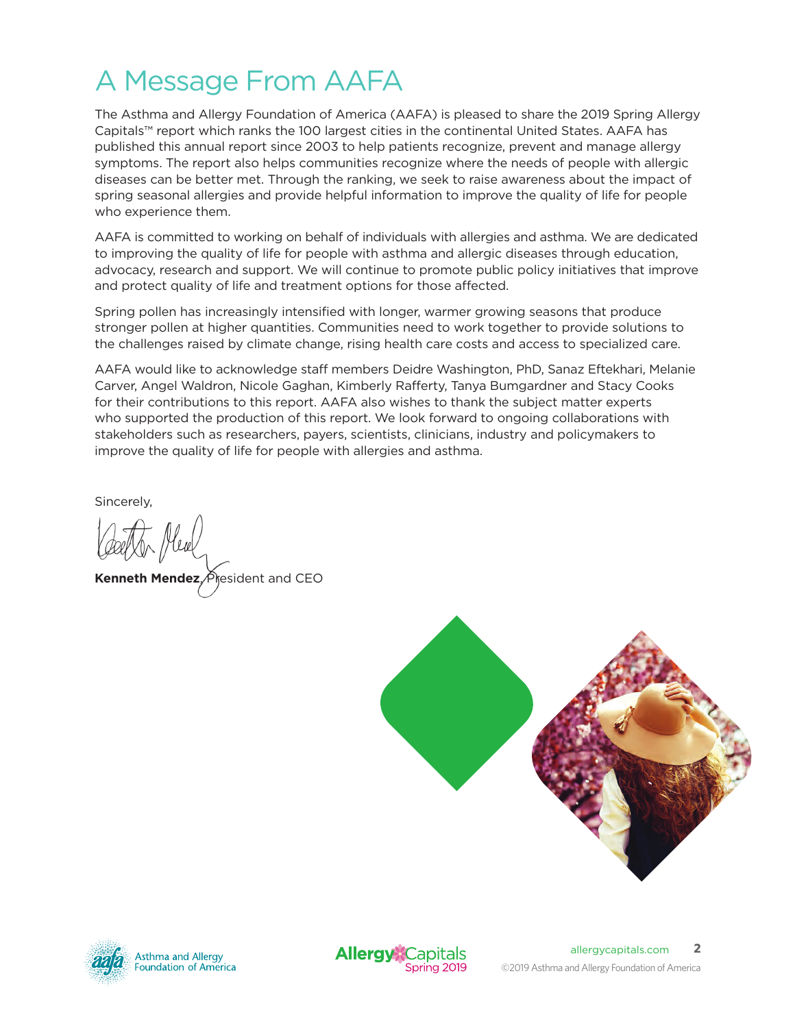# A Message From AAFA

The Asthma and Allergy Foundation of America (AAFA) is pleased to share the 2019 Spring Allergy Capitals™ report which ranks the 100 largest cities in the continental United States. AAFA has published this annual report since 2003 to help patients recognize, prevent and manage allergy symptoms. The report also helps communities recognize where the needs of people with allergic diseases can be better met. Through the ranking, we seek to raise awareness about the impact of spring seasonal allergies and provide helpful information to improve the quality of life for people who experience them.

AAFA is committed to working on behalf of individuals with allergies and asthma. We are dedicated to improving the quality of life for people with asthma and allergic diseases through education, advocacy, research and support. We will continue to promote public policy initiatives that improve and protect quality of life and treatment options for those affected.

Spring pollen has increasingly intensified with longer, warmer growing seasons that produce stronger pollen at higher quantities. Communities need to work together to provide solutions to the challenges raised by climate change, rising health care costs and access to specialized care.

AAFA would like to acknowledge staff members Deidre Washington, PhD, Sanaz Eftekhari, Melanie Carver, Angel Waldron, Nicole Gaghan, Kimberly Rafferty, Tanya Bumgardner and Stacy Cooks for their contributions to this report. AAFA also wishes to thank the subject matter experts who supported the production of this report. We look forward to ongoing collaborations with stakeholders such as researchers, payers, scientists, clinicians, industry and policymakers to improve the quality of life for people with allergies and asthma.

Sincerely,

**Kenneth Mendez**, President and CEO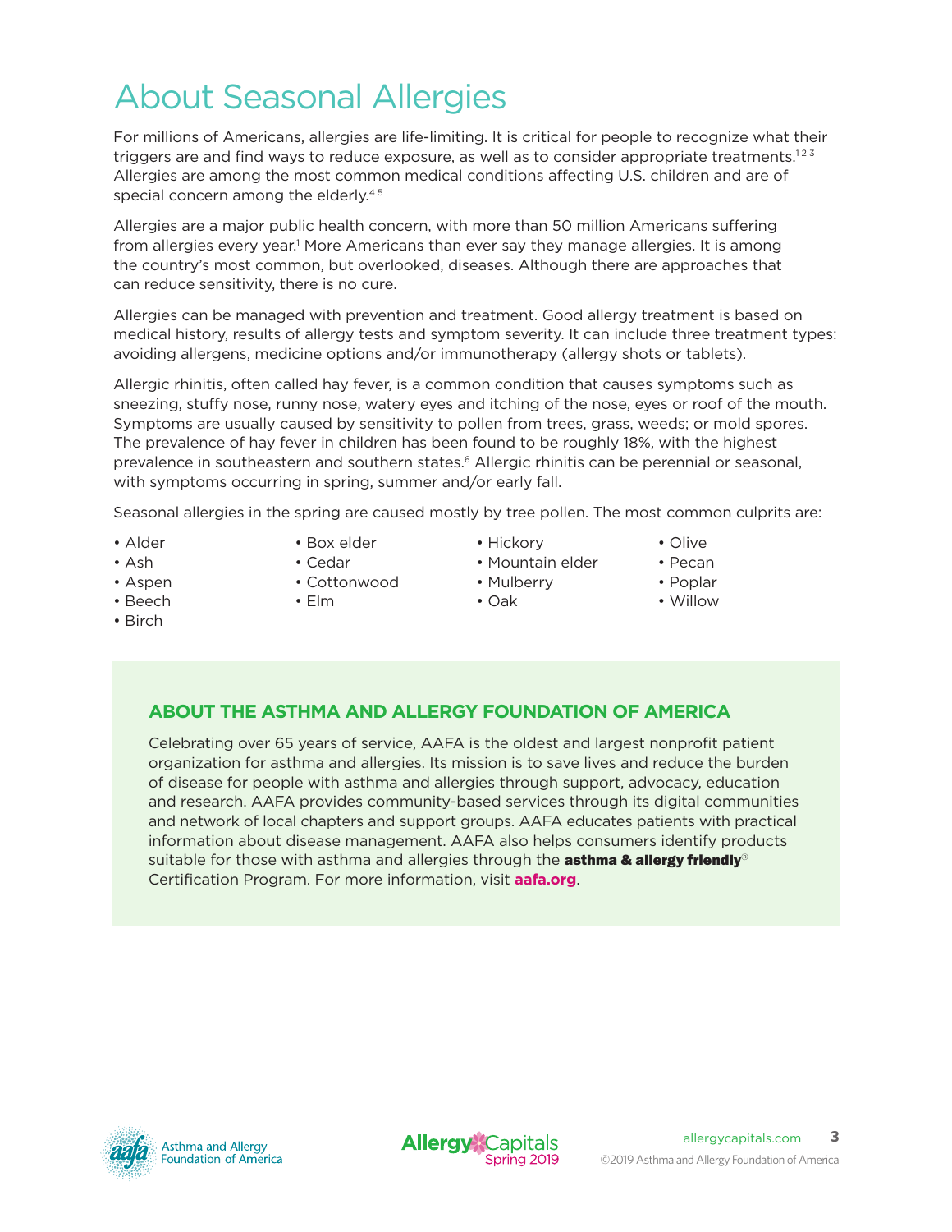# About Seasonal Allergies

For millions of Americans, allergies are life-limiting. It is critical for people to recognize what their triggers are and find ways to reduce exposure, as well as to consider appropriate treatments.[1 2 3] Allergies are among the most common medical conditions affecting U.S. children and are of special concern among the elderly.[4 5]

Allergies are a major public health concern, with more than 50 million Americans suffering from allergies every year.[1] More Americans than ever say they manage allergies. It is among the country's most common, but overlooked, diseases. Although there are approaches that can reduce sensitivity, there is no cure.

Allergies can be managed with prevention and treatment. Good allergy treatment is based on medical history, results of allergy tests and symptom severity. It can include three treatment types: avoiding allergens, medicine options and/or immunotherapy (allergy shots or tablets).

Allergic rhinitis, often called hay fever, is a common condition that causes symptoms such as sneezing, stuffy nose, runny nose, watery eyes and itching of the nose, eyes or roof of the mouth. Symptoms are usually caused by sensitivity to pollen from trees, grass, weeds; or mold spores. The prevalence of hay fever in children has been found to be roughly 18%, with the highest prevalence in southeastern and southern states.[6] Allergic rhinitis can be perennial or seasonal, with symptoms occurring in spring, summer and/or early fall.

Seasonal allergies in the spring are caused mostly by tree pollen. The most common culprits are:

- Alder
- Ash
- Aspen
- Beech
- Birch
- Box elder
- Cedar
- Cottonwood
- Elm
- Hickory
- Mountain elder
- Mulberry
- Oak
- Olive
- Pecan
- Poplar
- Willow

## ABOUT THE ASTHMA AND ALLERGY FOUNDATION OF AMERICA

Celebrating over 65 years of service, AAFA is the oldest and largest nonprofit patient organization for asthma and allergies. Its mission is to save lives and reduce the burden of disease for people with asthma and allergies through support, advocacy, education and research. AAFA provides community-based services through its digital communities and network of local chapters and support groups. AAFA educates patients with practical information about disease management. AAFA also helps consumers identify products suitable for those with asthma and allergies through the **asthma & allergy friendly**® Certification Program. For more information, visit **aafa.org**.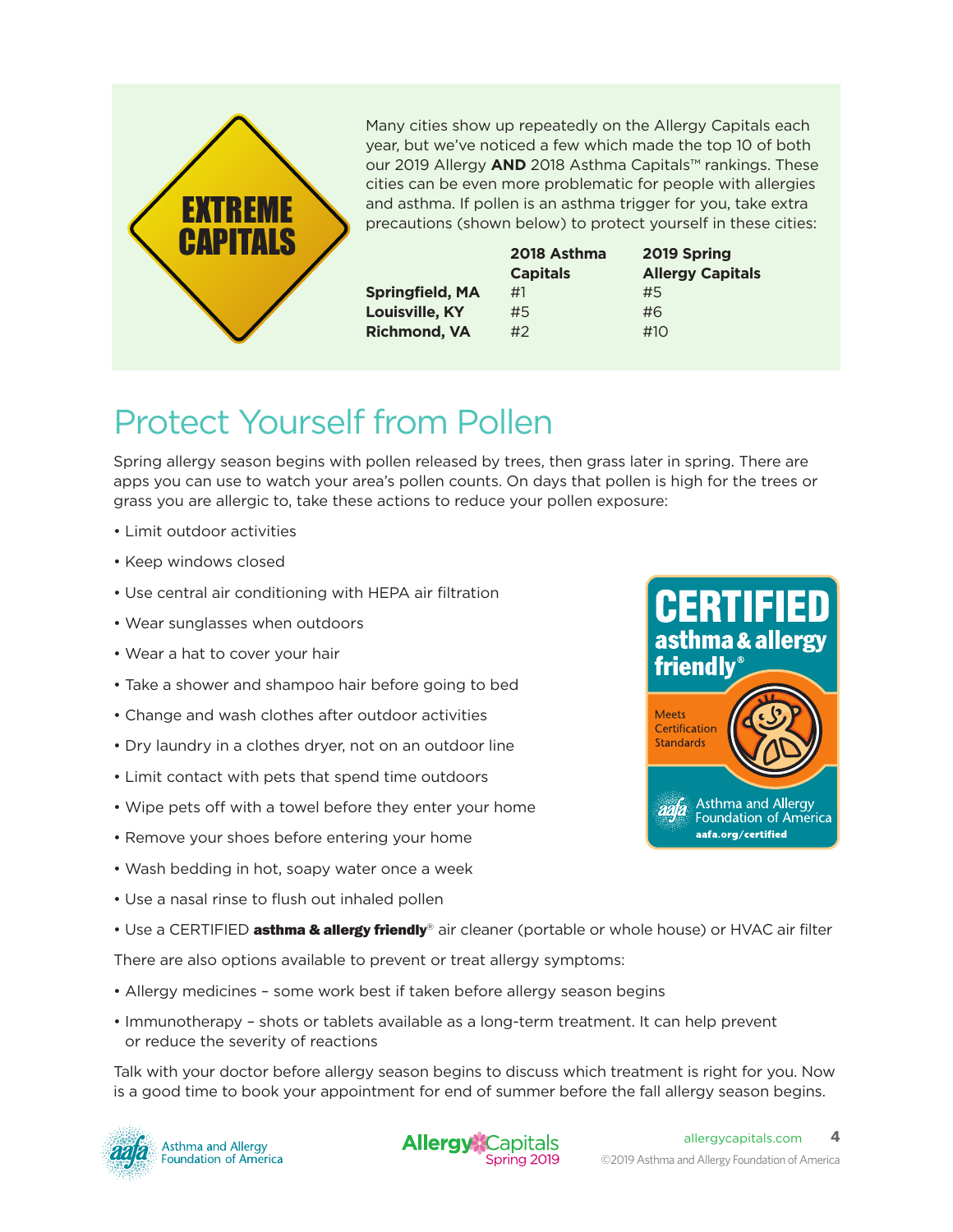**EXTREME CAPITALS**

Many cities show up repeatedly on the Allergy Capitals each year, but we've noticed a few which made the top 10 of both our 2019 Allergy **AND** 2018 Asthma Capitals™ rankings. These cities can be even more problematic for people with allergies and asthma. If pollen is an asthma trigger for you, take extra precautions (shown below) to protect yourself in these cities:

| | 2018 Asthma Capitals | 2019 Spring Allergy Capitals |
|---|---|---|
| **Springfield, MA** | #1 | #5 |
| **Louisville, KY** | #5 | #6 |
| **Richmond, VA** | #2 | #10 |

# Protect Yourself from Pollen

Spring allergy season begins with pollen released by trees, then grass later in spring. There are apps you can use to watch your area's pollen counts. On days that pollen is high for the trees or grass you are allergic to, take these actions to reduce your pollen exposure:

- Limit outdoor activities
- Keep windows closed
- Use central air conditioning with HEPA air filtration
- Wear sunglasses when outdoors
- Wear a hat to cover your hair
- Take a shower and shampoo hair before going to bed
- Change and wash clothes after outdoor activities
- Dry laundry in a clothes dryer, not on an outdoor line
- Limit contact with pets that spend time outdoors
- Wipe pets off with a towel before they enter your home
- Remove your shoes before entering your home
- Wash bedding in hot, soapy water once a week
- Use a nasal rinse to flush out inhaled pollen
- Use a CERTIFIED **asthma & allergy friendly**® air cleaner (portable or whole house) or HVAC air filter

CERTIFIED asthma & allergy friendly® — Meets Certification Standards — Asthma and Allergy Foundation of America — aafa.org/certified

There are also options available to prevent or treat allergy symptoms:

- Allergy medicines – some work best if taken before allergy season begins
- Immunotherapy – shots or tablets available as a long-term treatment. It can help prevent or reduce the severity of reactions

Talk with your doctor before allergy season begins to discuss which treatment is right for you. Now is a good time to book your appointment for end of summer before the fall allergy season begins.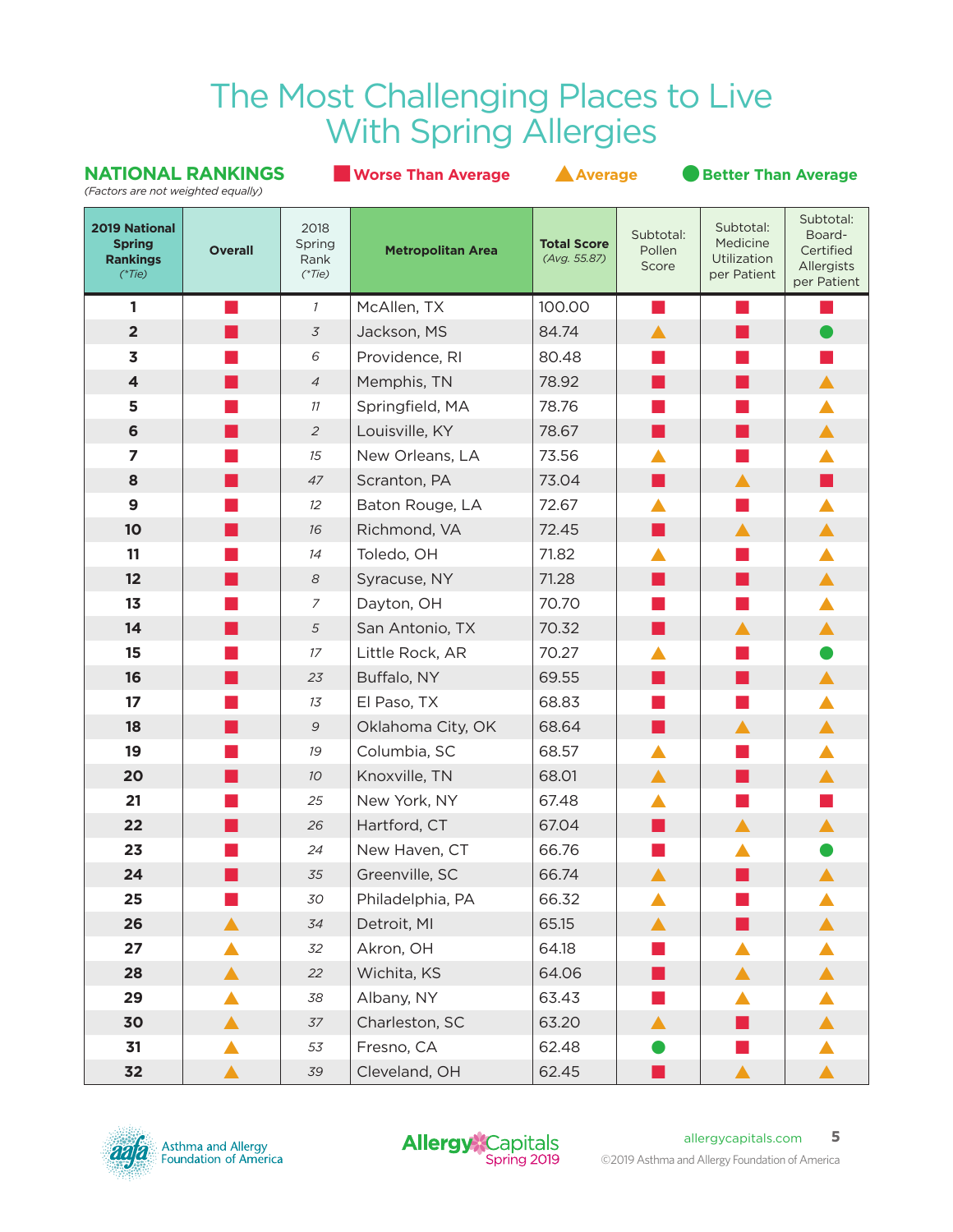# The Most Challenging Places to Live With Spring Allergies

**NATIONAL RANKINGS** *(Factors are not weighted equally)*

■ Worse Than Average ▲ Average ● Better Than Average

| 2019 National Spring Rankings *(\*Tie)* | Overall | 2018 Spring Rank *(\*Tie)* | Metropolitan Area | Total Score *(Avg. 55.87)* | Subtotal: Pollen Score | Subtotal: Medicine Utilization per Patient | Subtotal: Board-Certified Allergists per Patient |
|---|---|---|---|---|---|---|---|
| 1 | ■ | *1* | McAllen, TX | 100.00 | ■ | ■ | ■ |
| 2 | ■ | *3* | Jackson, MS | 84.74 | ▲ | ■ | ● |
| 3 | ■ | *6* | Providence, RI | 80.48 | ■ | ■ | ■ |
| 4 | ■ | *4* | Memphis, TN | 78.92 | ■ | ■ | ▲ |
| 5 | ■ | *11* | Springfield, MA | 78.76 | ■ | ■ | ▲ |
| 6 | ■ | *2* | Louisville, KY | 78.67 | ■ | ■ | ▲ |
| 7 | ■ | *15* | New Orleans, LA | 73.56 | ▲ | ■ | ▲ |
| 8 | ■ | *47* | Scranton, PA | 73.04 | ■ | ▲ | ■ |
| 9 | ■ | *12* | Baton Rouge, LA | 72.67 | ▲ | ■ | ▲ |
| 10 | ■ | *16* | Richmond, VA | 72.45 | ■ | ▲ | ▲ |
| 11 | ■ | *14* | Toledo, OH | 71.82 | ▲ | ■ | ▲ |
| 12 | ■ | *8* | Syracuse, NY | 71.28 | ■ | ■ | ▲ |
| 13 | ■ | *7* | Dayton, OH | 70.70 | ■ | ■ | ▲ |
| 14 | ■ | *5* | San Antonio, TX | 70.32 | ■ | ▲ | ▲ |
| 15 | ■ | *17* | Little Rock, AR | 70.27 | ▲ | ■ | ● |
| 16 | ■ | *23* | Buffalo, NY | 69.55 | ■ | ■ | ▲ |
| 17 | ■ | *13* | El Paso, TX | 68.83 | ■ | ■ | ▲ |
| 18 | ■ | *9* | Oklahoma City, OK | 68.64 | ■ | ▲ | ▲ |
| 19 | ■ | *19* | Columbia, SC | 68.57 | ▲ | ■ | ▲ |
| 20 | ■ | *10* | Knoxville, TN | 68.01 | ▲ | ■ | ▲ |
| 21 | ■ | *25* | New York, NY | 67.48 | ▲ | ■ | ■ |
| 22 | ■ | *26* | Hartford, CT | 67.04 | ■ | ▲ | ▲ |
| 23 | ■ | *24* | New Haven, CT | 66.76 | ■ | ▲ | ● |
| 24 | ■ | *35* | Greenville, SC | 66.74 | ▲ | ■ | ▲ |
| 25 | ■ | *30* | Philadelphia, PA | 66.32 | ▲ | ■ | ▲ |
| 26 | ▲ | *34* | Detroit, MI | 65.15 | ▲ | ■ | ▲ |
| 27 | ▲ | *32* | Akron, OH | 64.18 | ■ | ▲ | ▲ |
| 28 | ▲ | *22* | Wichita, KS | 64.06 | ■ | ▲ | ▲ |
| 29 | ▲ | *38* | Albany, NY | 63.43 | ■ | ▲ | ▲ |
| 30 | ▲ | *37* | Charleston, SC | 63.20 | ▲ | ■ | ▲ |
| 31 | ▲ | *53* | Fresno, CA | 62.48 | ● | ■ | ▲ |
| 32 | ▲ | *39* | Cleveland, OH | 62.45 | ■ | ▲ | ▲ |

Asthma and Allergy Foundation of America

Allergy Capitals Spring 2019

allergycapitals.com

©2019 Asthma and Allergy Foundation of America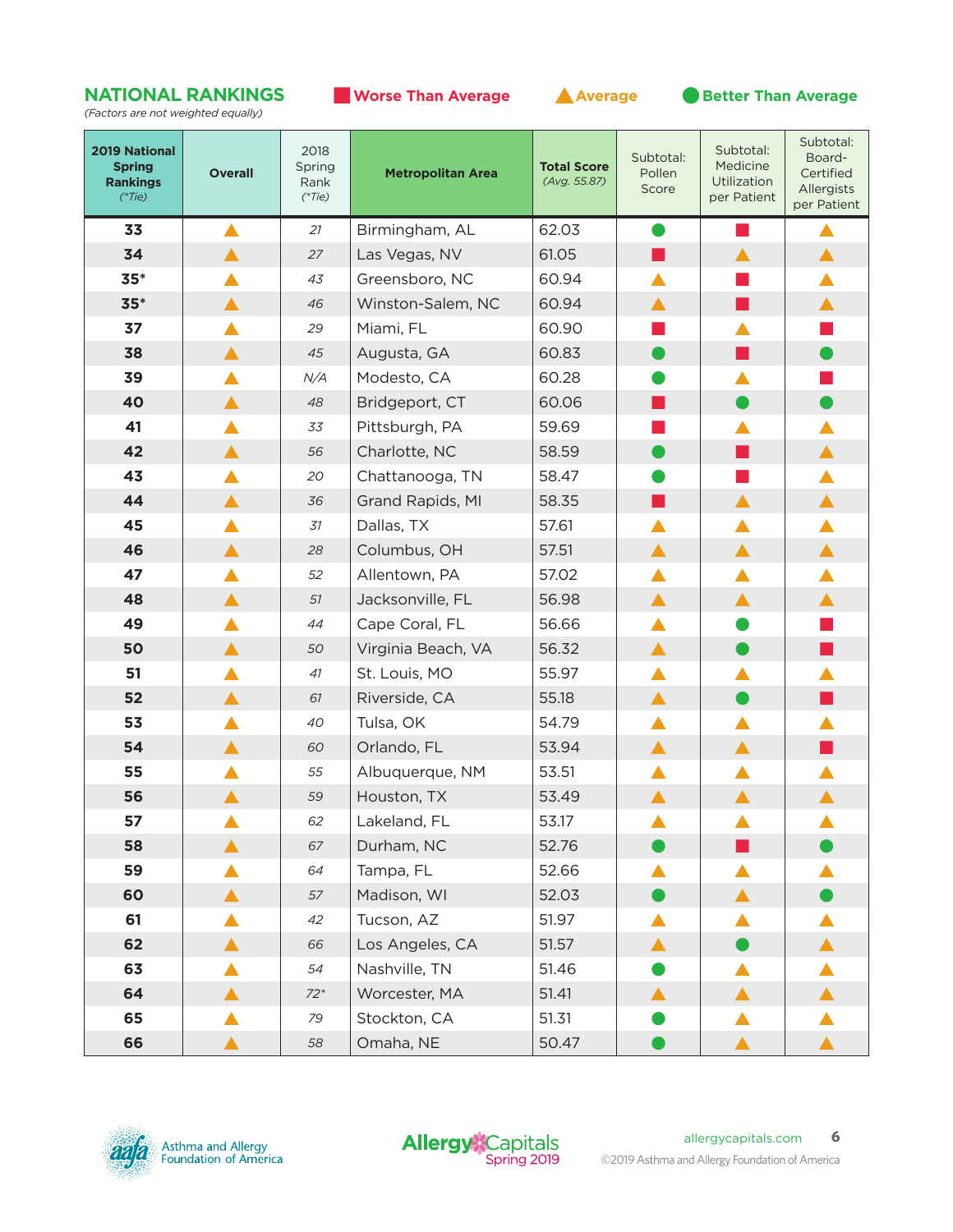## NATIONAL RANKINGS

*(Factors are not weighted equally)*

■ Worse Than Average ▲ Average ● Better Than Average

| 2019 National Spring Rankings (*Tie) | Overall | 2018 Spring Rank (*Tie) | Metropolitan Area | Total Score (Avg. 55.87) | Subtotal: Pollen Score | Subtotal: Medicine Utilization per Patient | Subtotal: Board-Certified Allergists per Patient |
|---|---|---|---|---|---|---|---|
| 33 | ▲ | 21 | Birmingham, AL | 62.03 | ● | ■ | ▲ |
| 34 | ▲ | 27 | Las Vegas, NV | 61.05 | ■ | ▲ | ▲ |
| 35* | ▲ | 43 | Greensboro, NC | 60.94 | ▲ | ■ | ▲ |
| 35* | ▲ | 46 | Winston-Salem, NC | 60.94 | ▲ | ■ | ▲ |
| 37 | ▲ | 29 | Miami, FL | 60.90 | ■ | ▲ | ■ |
| 38 | ▲ | 45 | Augusta, GA | 60.83 | ● | ■ | ● |
| 39 | ▲ | N/A | Modesto, CA | 60.28 | ● | ▲ | ■ |
| 40 | ▲ | 48 | Bridgeport, CT | 60.06 | ■ | ● | ● |
| 41 | ▲ | 33 | Pittsburgh, PA | 59.69 | ■ | ▲ | ▲ |
| 42 | ▲ | 56 | Charlotte, NC | 58.59 | ● | ■ | ▲ |
| 43 | ▲ | 20 | Chattanooga, TN | 58.47 | ● | ■ | ▲ |
| 44 | ▲ | 36 | Grand Rapids, MI | 58.35 | ■ | ▲ | ▲ |
| 45 | ▲ | 31 | Dallas, TX | 57.61 | ▲ | ▲ | ▲ |
| 46 | ▲ | 28 | Columbus, OH | 57.51 | ▲ | ▲ | ▲ |
| 47 | ▲ | 52 | Allentown, PA | 57.02 | ▲ | ▲ | ▲ |
| 48 | ▲ | 51 | Jacksonville, FL | 56.98 | ▲ | ▲ | ▲ |
| 49 | ▲ | 44 | Cape Coral, FL | 56.66 | ▲ | ● | ■ |
| 50 | ▲ | 50 | Virginia Beach, VA | 56.32 | ▲ | ● | ■ |
| 51 | ▲ | 41 | St. Louis, MO | 55.97 | ▲ | ▲ | ▲ |
| 52 | ▲ | 61 | Riverside, CA | 55.18 | ▲ | ● | ■ |
| 53 | ▲ | 40 | Tulsa, OK | 54.79 | ▲ | ▲ | ▲ |
| 54 | ▲ | 60 | Orlando, FL | 53.94 | ▲ | ▲ | ■ |
| 55 | ▲ | 55 | Albuquerque, NM | 53.51 | ▲ | ▲ | ▲ |
| 56 | ▲ | 59 | Houston, TX | 53.49 | ▲ | ▲ | ▲ |
| 57 | ▲ | 62 | Lakeland, FL | 53.17 | ▲ | ▲ | ▲ |
| 58 | ▲ | 67 | Durham, NC | 52.76 | ● | ■ | ● |
| 59 | ▲ | 64 | Tampa, FL | 52.66 | ▲ | ▲ | ▲ |
| 60 | ▲ | 57 | Madison, WI | 52.03 | ● | ▲ | ● |
| 61 | ▲ | 42 | Tucson, AZ | 51.97 | ▲ | ▲ | ▲ |
| 62 | ▲ | 66 | Los Angeles, CA | 51.57 | ▲ | ● | ▲ |
| 63 | ▲ | 54 | Nashville, TN | 51.46 | ● | ▲ | ▲ |
| 64 | ▲ | 72* | Worcester, MA | 51.41 | ▲ | ▲ | ▲ |
| 65 | ▲ | 79 | Stockton, CA | 51.31 | ● | ▲ | ▲ |
| 66 | ▲ | 58 | Omaha, NE | 50.47 | ● | ▲ | ▲ |

Asthma and Allergy Foundation of America

Allergy Capitals Spring 2019

allergycapitals.com

©2019 Asthma and Allergy Foundation of America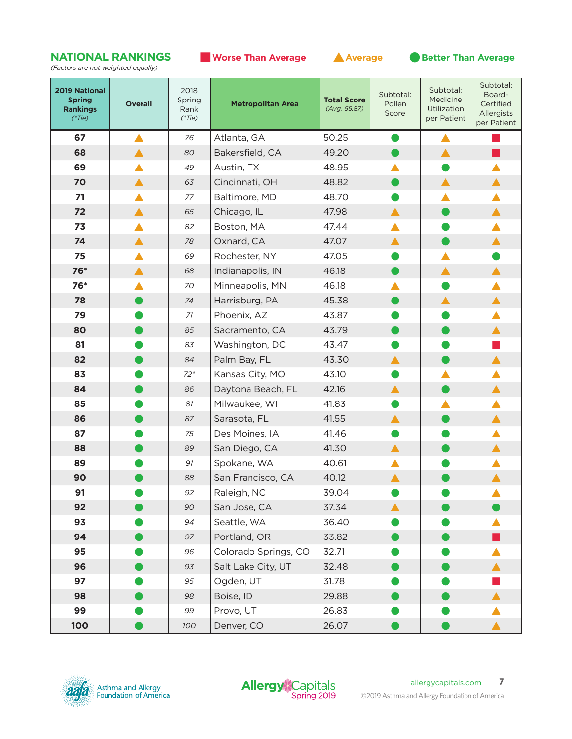## NATIONAL RANKINGS

*(Factors are not weighted equally)*

■ Worse Than Average ▲ Average ● Better Than Average

| 2019 National Spring Rankings (*Tie) | Overall | 2018 Spring Rank (*Tie) | Metropolitan Area | Total Score (Avg. 55.87) | Subtotal: Pollen Score | Subtotal: Medicine Utilization per Patient | Subtotal: Board-Certified Allergists per Patient |
|---|---|---|---|---|---|---|---|
| 67 | ▲ | 76 | Atlanta, GA | 50.25 | ● | ▲ | ■ |
| 68 | ▲ | 80 | Bakersfield, CA | 49.20 | ● | ▲ | ■ |
| 69 | ▲ | 49 | Austin, TX | 48.95 | ▲ | ● | ▲ |
| 70 | ▲ | 63 | Cincinnati, OH | 48.82 | ● | ▲ | ▲ |
| 71 | ▲ | 77 | Baltimore, MD | 48.70 | ● | ▲ | ▲ |
| 72 | ▲ | 65 | Chicago, IL | 47.98 | ▲ | ● | ▲ |
| 73 | ▲ | 82 | Boston, MA | 47.44 | ▲ | ● | ▲ |
| 74 | ▲ | 78 | Oxnard, CA | 47.07 | ▲ | ● | ▲ |
| 75 | ▲ | 69 | Rochester, NY | 47.05 | ● | ▲ | ● |
| 76* | ▲ | 68 | Indianapolis, IN | 46.18 | ● | ▲ | ▲ |
| 76* | ▲ | 70 | Minneapolis, MN | 46.18 | ▲ | ● | ▲ |
| 78 | ● | 74 | Harrisburg, PA | 45.38 | ● | ▲ | ▲ |
| 79 | ● | 71 | Phoenix, AZ | 43.87 | ● | ● | ▲ |
| 80 | ● | 85 | Sacramento, CA | 43.79 | ● | ● | ▲ |
| 81 | ● | 83 | Washington, DC | 43.47 | ● | ● | ■ |
| 82 | ● | 84 | Palm Bay, FL | 43.30 | ▲ | ● | ▲ |
| 83 | ● | 72* | Kansas City, MO | 43.10 | ● | ▲ | ▲ |
| 84 | ● | 86 | Daytona Beach, FL | 42.16 | ▲ | ● | ▲ |
| 85 | ● | 81 | Milwaukee, WI | 41.83 | ● | ▲ | ▲ |
| 86 | ● | 87 | Sarasota, FL | 41.55 | ▲ | ● | ▲ |
| 87 | ● | 75 | Des Moines, IA | 41.46 | ● | ● | ▲ |
| 88 | ● | 89 | San Diego, CA | 41.30 | ▲ | ● | ▲ |
| 89 | ● | 91 | Spokane, WA | 40.61 | ▲ | ● | ▲ |
| 90 | ● | 88 | San Francisco, CA | 40.12 | ▲ | ● | ▲ |
| 91 | ● | 92 | Raleigh, NC | 39.04 | ● | ● | ▲ |
| 92 | ● | 90 | San Jose, CA | 37.34 | ▲ | ● | ● |
| 93 | ● | 94 | Seattle, WA | 36.40 | ● | ● | ▲ |
| 94 | ● | 97 | Portland, OR | 33.82 | ● | ● | ■ |
| 95 | ● | 96 | Colorado Springs, CO | 32.71 | ● | ● | ▲ |
| 96 | ● | 93 | Salt Lake City, UT | 32.48 | ● | ● | ▲ |
| 97 | ● | 95 | Ogden, UT | 31.78 | ● | ● | ■ |
| 98 | ● | 98 | Boise, ID | 29.88 | ● | ● | ▲ |
| 99 | ● | 99 | Provo, UT | 26.83 | ● | ● | ▲ |
| 100 | ● | 100 | Denver, CO | 26.07 | ● | ● | ▲ |

Asthma and Allergy Foundation of America

Allergy Capitals Spring 2019

allergycapitals.com

©2019 Asthma and Allergy Foundation of America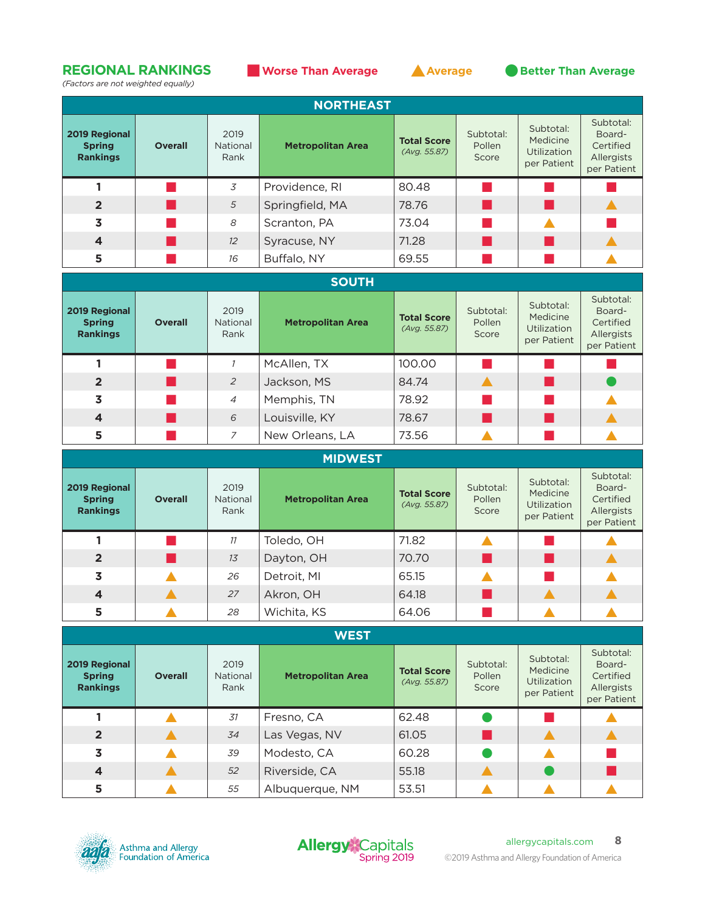## REGIONAL RANKINGS

*(Factors are not weighted equally)*

■ Worse Than Average ▲ Average ● Better Than Average

### NORTHEAST

| 2019 Regional Spring Rankings | Overall | 2019 National Rank | Metropolitan Area | Total Score (Avg. 55.87) | Subtotal: Pollen Score | Subtotal: Medicine Utilization per Patient | Subtotal: Board-Certified Allergists per Patient |
|---|---|---|---|---|---|---|---|
| 1 | ■ | 3 | Providence, RI | 80.48 | ■ | ■ | ■ |
| 2 | ■ | 5 | Springfield, MA | 78.76 | ■ | ■ | ▲ |
| 3 | ■ | 8 | Scranton, PA | 73.04 | ■ | ▲ | ■ |
| 4 | ■ | 12 | Syracuse, NY | 71.28 | ■ | ■ | ▲ |
| 5 | ■ | 16 | Buffalo, NY | 69.55 | ■ | ■ | ▲ |

### SOUTH

| 2019 Regional Spring Rankings | Overall | 2019 National Rank | Metropolitan Area | Total Score (Avg. 55.87) | Subtotal: Pollen Score | Subtotal: Medicine Utilization per Patient | Subtotal: Board-Certified Allergists per Patient |
|---|---|---|---|---|---|---|---|
| 1 | ■ | 1 | McAllen, TX | 100.00 | ■ | ■ | ■ |
| 2 | ■ | 2 | Jackson, MS | 84.74 | ▲ | ■ | ● |
| 3 | ■ | 4 | Memphis, TN | 78.92 | ■ | ■ | ▲ |
| 4 | ■ | 6 | Louisville, KY | 78.67 | ■ | ■ | ▲ |
| 5 | ■ | 7 | New Orleans, LA | 73.56 | ▲ | ■ | ▲ |

### MIDWEST

| 2019 Regional Spring Rankings | Overall | 2019 National Rank | Metropolitan Area | Total Score (Avg. 55.87) | Subtotal: Pollen Score | Subtotal: Medicine Utilization per Patient | Subtotal: Board-Certified Allergists per Patient |
|---|---|---|---|---|---|---|---|
| 1 | ■ | 11 | Toledo, OH | 71.82 | ▲ | ■ | ▲ |
| 2 | ■ | 13 | Dayton, OH | 70.70 | ■ | ■ | ▲ |
| 3 | ▲ | 26 | Detroit, MI | 65.15 | ▲ | ■ | ▲ |
| 4 | ▲ | 27 | Akron, OH | 64.18 | ■ | ▲ | ▲ |
| 5 | ▲ | 28 | Wichita, KS | 64.06 | ■ | ▲ | ▲ |

### WEST

| 2019 Regional Spring Rankings | Overall | 2019 National Rank | Metropolitan Area | Total Score (Avg. 55.87) | Subtotal: Pollen Score | Subtotal: Medicine Utilization per Patient | Subtotal: Board-Certified Allergists per Patient |
|---|---|---|---|---|---|---|---|
| 1 | ▲ | 31 | Fresno, CA | 62.48 | ● | ■ | ▲ |
| 2 | ▲ | 34 | Las Vegas, NV | 61.05 | ■ | ▲ | ▲ |
| 3 | ▲ | 39 | Modesto, CA | 60.28 | ● | ▲ | ■ |
| 4 | ▲ | 52 | Riverside, CA | 55.18 | ▲ | ● | ■ |
| 5 | ▲ | 55 | Albuquerque, NM | 53.51 | ▲ | ▲ | ▲ |

Asthma and Allergy Foundation of America

Allergy Capitals Spring 2019

allergycapitals.com

©2019 Asthma and Allergy Foundation of America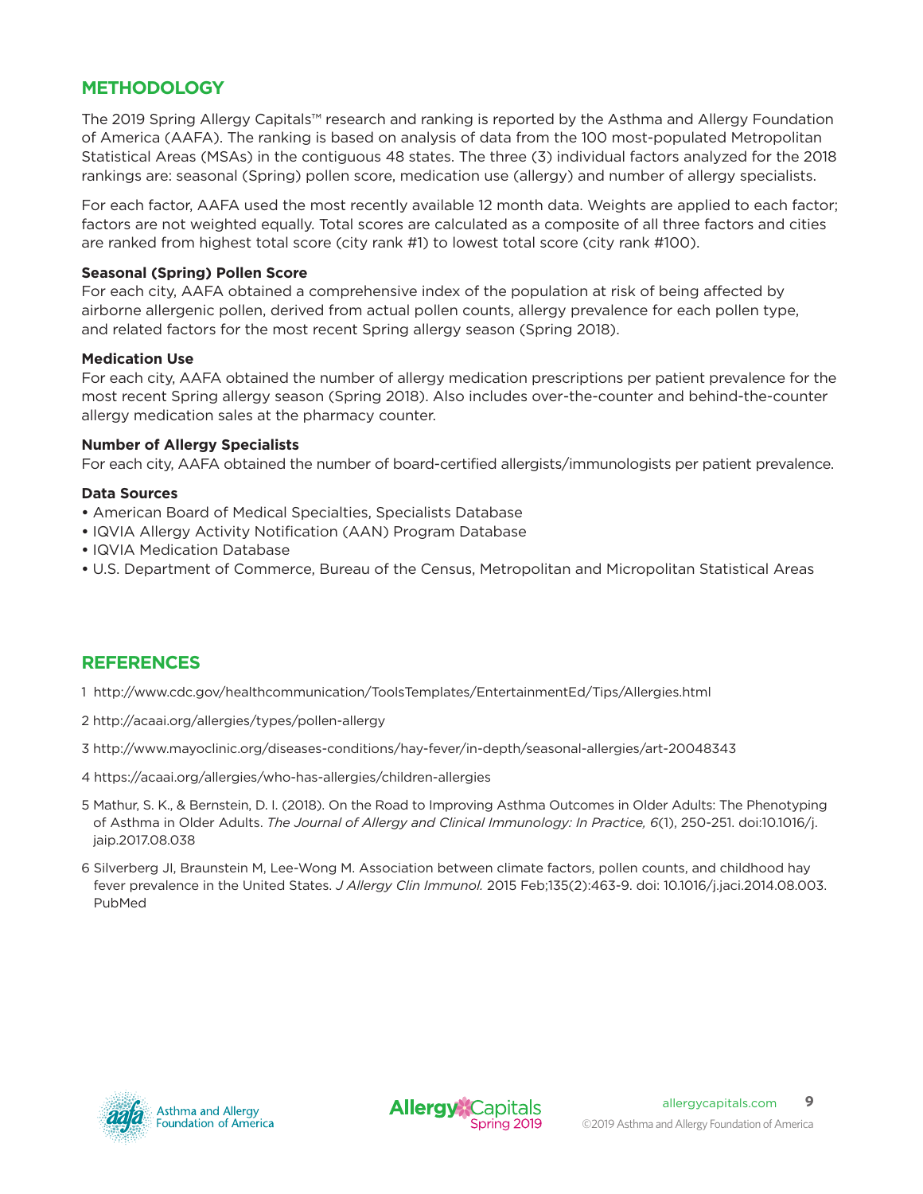## METHODOLOGY

The 2019 Spring Allergy Capitals™ research and ranking is reported by the Asthma and Allergy Foundation of America (AAFA). The ranking is based on analysis of data from the 100 most-populated Metropolitan Statistical Areas (MSAs) in the contiguous 48 states. The three (3) individual factors analyzed for the 2018 rankings are: seasonal (Spring) pollen score, medication use (allergy) and number of allergy specialists.

For each factor, AAFA used the most recently available 12 month data. Weights are applied to each factor; factors are not weighted equally. Total scores are calculated as a composite of all three factors and cities are ranked from highest total score (city rank #1) to lowest total score (city rank #100).

**Seasonal (Spring) Pollen Score**
For each city, AAFA obtained a comprehensive index of the population at risk of being affected by airborne allergenic pollen, derived from actual pollen counts, allergy prevalence for each pollen type, and related factors for the most recent Spring allergy season (Spring 2018).

**Medication Use**
For each city, AAFA obtained the number of allergy medication prescriptions per patient prevalence for the most recent Spring allergy season (Spring 2018). Also includes over-the-counter and behind-the-counter allergy medication sales at the pharmacy counter.

**Number of Allergy Specialists**
For each city, AAFA obtained the number of board-certified allergists/immunologists per patient prevalence.

**Data Sources**

- American Board of Medical Specialties, Specialists Database
- IQVIA Allergy Activity Notification (AAN) Program Database
- IQVIA Medication Database
- U.S. Department of Commerce, Bureau of the Census, Metropolitan and Micropolitan Statistical Areas

## REFERENCES

1 http://www.cdc.gov/healthcommunication/ToolsTemplates/EntertainmentEd/Tips/Allergies.html

2 http://acaai.org/allergies/types/pollen-allergy

3 http://www.mayoclinic.org/diseases-conditions/hay-fever/in-depth/seasonal-allergies/art-20048343

4 https://acaai.org/allergies/who-has-allergies/children-allergies

5 Mathur, S. K., & Bernstein, D. I. (2018). On the Road to Improving Asthma Outcomes in Older Adults: The Phenotyping of Asthma in Older Adults. *The Journal of Allergy and Clinical Immunology: In Practice, 6*(1), 250-251. doi:10.1016/j.jaip.2017.08.038

6 Silverberg JI, Braunstein M, Lee-Wong M. Association between climate factors, pollen counts, and childhood hay fever prevalence in the United States. *J Allergy Clin Immunol.* 2015 Feb;135(2):463-9. doi: 10.1016/j.jaci.2014.08.003. PubMed

Asthma and Allergy Foundation of America

Allergy Capitals Spring 2019

allergycapitals.com

©2019 Asthma and Allergy Foundation of America